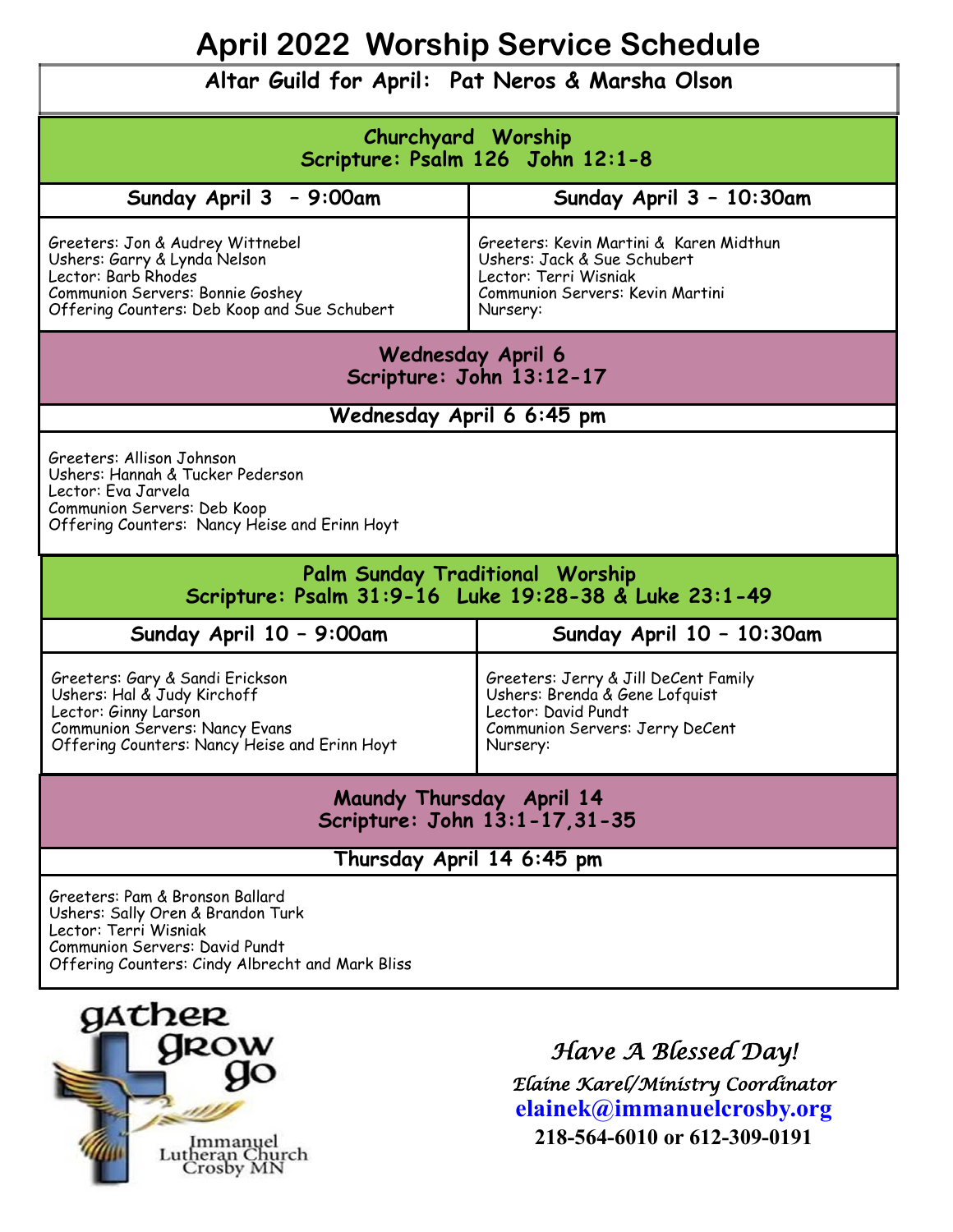# April 2022 Worship Service Schedule

**Altar Guild for April: Pat Neros & Marsha Olson**

## Churchyard Worship
**Scripture: Psalm 126 John 12:1-8**

| Sunday April 3 – 9:00am | Sunday April 3 – 10:30am |
|---|---|
| Greeters: Jon & Audrey Wittnebel<br>Ushers: Garry & Lynda Nelson<br>Lector: Barb Rhodes<br>Communion Servers: Bonnie Goshey<br>Offering Counters: Deb Koop and Sue Schubert | Greeters: Kevin Martini & Karen Midthun<br>Ushers: Jack & Sue Schubert<br>Lector: Terri Wisniak<br>Communion Servers: Kevin Martini<br>Nursery: |

## Wednesday April 6
**Scripture: John 13:12-17**

**Wednesday April 6 6:45 pm**

Greeters: Allison Johnson
Ushers: Hannah & Tucker Pederson
Lector: Eva Jarvela
Communion Servers: Deb Koop
Offering Counters: Nancy Heise and Erinn Hoyt

## Palm Sunday Traditional Worship
**Scripture: Psalm 31:9-16 Luke 19:28-38 & Luke 23:1-49**

| Sunday April 10 – 9:00am | Sunday April 10 – 10:30am |
|---|---|
| Greeters: Gary & Sandi Erickson<br>Ushers: Hal & Judy Kirchoff<br>Lector: Ginny Larson<br>Communion Servers: Nancy Evans<br>Offering Counters: Nancy Heise and Erinn Hoyt | Greeters: Jerry & Jill DeCent Family<br>Ushers: Brenda & Gene Lofquist<br>Lector: David Pundt<br>Communion Servers: Jerry DeCent<br>Nursery: |

## Maundy Thursday April 14
**Scripture: John 13:1-17,31-35**

**Thursday April 14 6:45 pm**

Greeters: Pam & Bronson Ballard
Ushers: Sally Oren & Brandon Turk
Lector: Terri Wisniak
Communion Servers: David Pundt
Offering Counters: Cindy Albrecht and Mark Bliss

gather grow go
Immanuel Lutheran Church
Crosby MN

*Have A Blessed Day!*

*Elaine Karel/Ministry Coordinator*

**elainek@immanuelcrosby.org**

**218-564-6010 or 612-309-0191**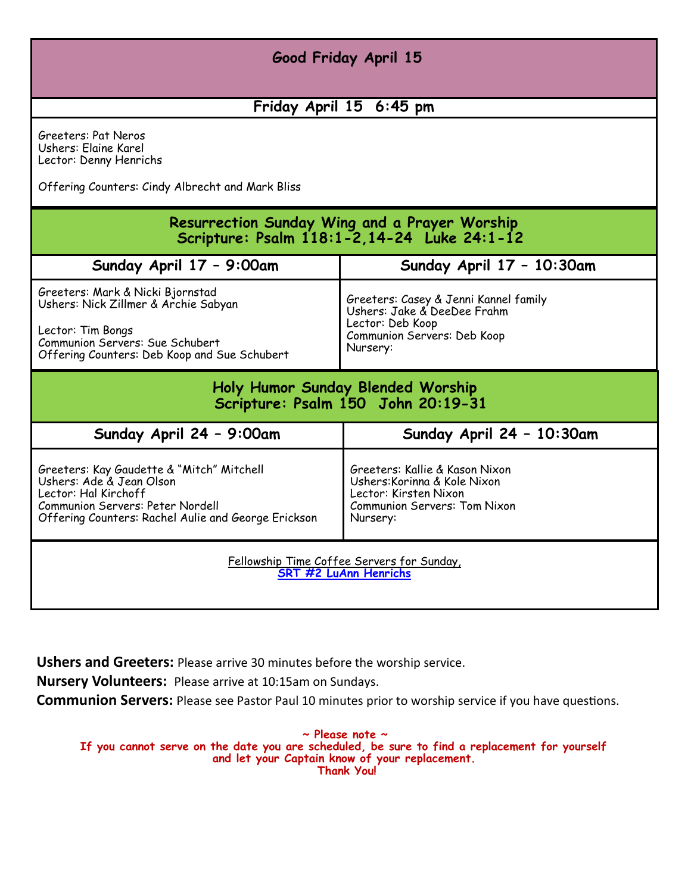## Good Friday April 15

### Friday April 15 6:45 pm

Greeters: Pat Neros
Ushers: Elaine Karel
Lector: Denny Henrichs

Offering Counters: Cindy Albrecht and Mark Bliss

## Resurrection Sunday Wing and a Prayer Worship
**Scripture: Psalm 118:1-2,14-24 Luke 24:1-12**

| Sunday April 17 – 9:00am | Sunday April 17 – 10:30am |
|---|---|
| Greeters: Mark & Nicki Bjornstad<br>Ushers: Nick Zillmer & Archie Sabyan<br><br>Lector: Tim Bongs<br>Communion Servers: Sue Schubert<br>Offering Counters: Deb Koop and Sue Schubert | Greeters: Casey & Jenni Kannel family<br>Ushers: Jake & DeeDee Frahm<br>Lector: Deb Koop<br>Communion Servers: Deb Koop<br>Nursery: |

## Holy Humor Sunday Blended Worship
**Scripture: Psalm 150 John 20:19-31**

| Sunday April 24 – 9:00am | Sunday April 24 – 10:30am |
|---|---|
| Greeters: Kay Gaudette & "Mitch" Mitchell<br>Ushers: Ade & Jean Olson<br>Lector: Hal Kirchoff<br>Communion Servers: Peter Nordell<br>Offering Counters: Rachel Aulie and George Erickson | Greeters: Kallie & Kason Nixon<br>Ushers:Korinna & Kole Nixon<br>Lector: Kirsten Nixon<br>Communion Servers: Tom Nixon<br>Nursery: |

Fellowship Time Coffee Servers for Sunday,
SRT #2 LuAnn Henrichs

**Ushers and Greeters:** Please arrive 30 minutes before the worship service.

**Nursery Volunteers:** Please arrive at 10:15am on Sundays.

**Communion Servers:** Please see Pastor Paul 10 minutes prior to worship service if you have questions.

**~ Please note ~**
**If you cannot serve on the date you are scheduled, be sure to find a replacement for yourself and let your Captain know of your replacement.**
**Thank You!**